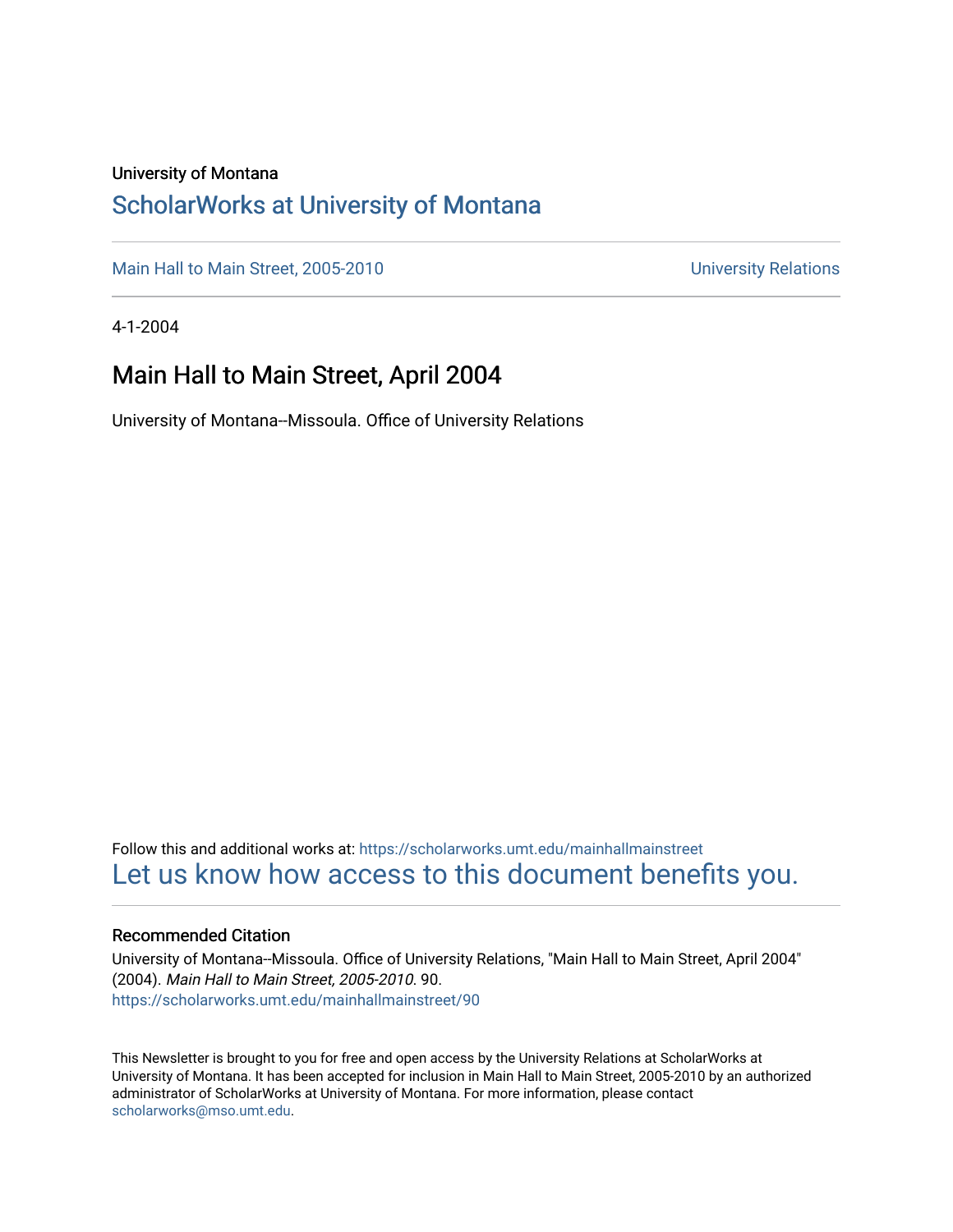University of Montana

# ScholarWorks at University of Montana

Main Hall to Main Street, 2005-2010 University Relations

4-1-2004

## Main Hall to Main Street, April 2004

University of Montana--Missoula. Office of University Relations

Follow this and additional works at: https://scholarworks.umt.edu/mainhallmainstreet

Let us know how access to this document benefits you.

### Recommended Citation

University of Montana--Missoula. Office of University Relations, "Main Hall to Main Street, April 2004" (2004). *Main Hall to Main Street, 2005-2010*. 90.
https://scholarworks.umt.edu/mainhallmainstreet/90

This Newsletter is brought to you for free and open access by the University Relations at ScholarWorks at University of Montana. It has been accepted for inclusion in Main Hall to Main Street, 2005-2010 by an authorized administrator of ScholarWorks at University of Montana. For more information, please contact scholarworks@mso.umt.edu.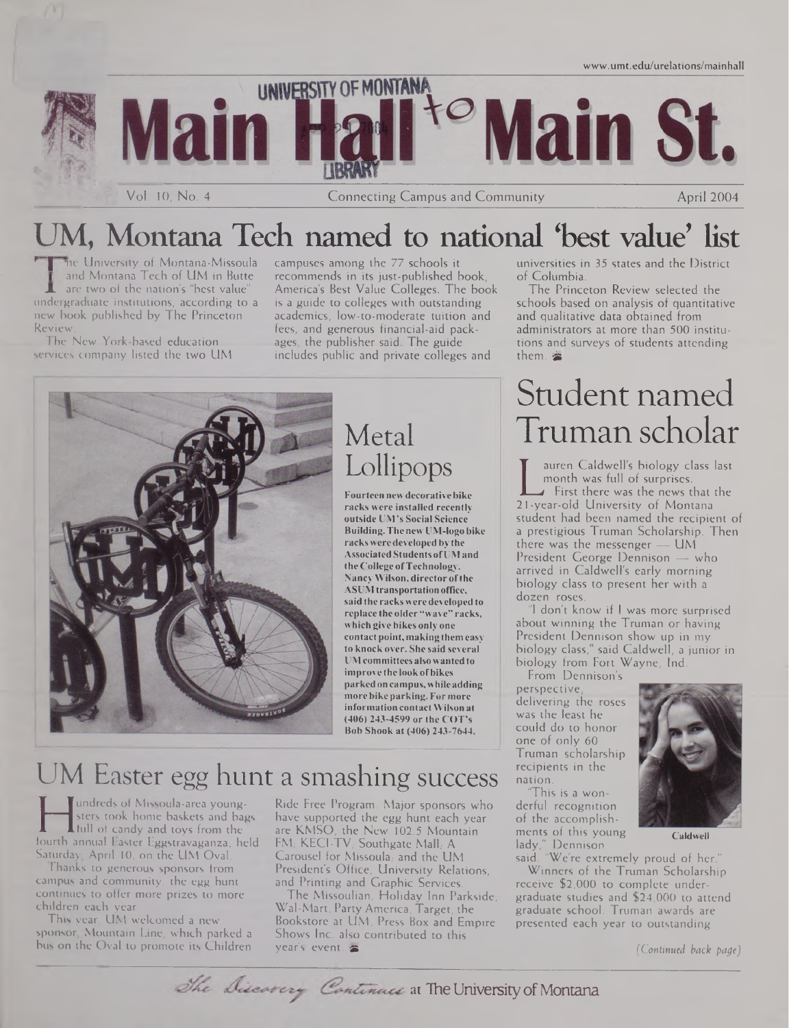www.umt.edu/urelations/mainhall

# UNIVERSITY OF MONTANA Main Hall to Main St.

Vol. 10, No. 4 — Connecting Campus and Community — April 2004

## UM, Montana Tech named to national 'best value' list

The University of Montana-Missoula and Montana Tech of UM in Butte are two of the nation's "best value" undergraduate institutions, according to a new book published by The Princeton Review.

The New York-based education services company listed the two UM campuses among the 77 schools it recommends in its just-published book, America's Best Value Colleges. The book is a guide to colleges with outstanding academics, low-to-moderate tuition and fees, and generous financial-aid packages, the publisher said. The guide includes public and private colleges and universities in 35 states and the District of Columbia.

The Princeton Review selected the schools based on analysis of quantitative and qualitative data obtained from administrators at more than 500 institutions and surveys of students attending them.

## Metal Lollipops

**Fourteen new decorative bike racks were installed recently outside UM's Social Science Building. The new UM-logo bike racks were developed by the Associated Students of UM and the College of Technology. Nancy Wilson, director of the ASUM transportation office, said the racks were developed to replace the older "wave" racks, which give bikes only one contact point, making them easy to knock over. She said several UM committees also wanted to improve the look of bikes parked on campus, while adding more bike parking. For more information contact Wilson at (406) 243-4599 or the COT's Bob Shook at (406) 243-7644.**

## Student named Truman scholar

Lauren Caldwell's biology class last month was full of surprises.

First there was the news that the 21-year-old University of Montana student had been named the recipient of a prestigious Truman Scholarship. Then there was the messenger — UM President George Dennison — who arrived in Caldwell's early morning biology class to present her with a dozen roses.

"I don't know if I was more surprised about winning the Truman or having President Dennison show up in my biology class," said Caldwell, a junior in biology from Fort Wayne, Ind.

From Dennison's perspective, delivering the roses was the least he could do to honor one of only 60 Truman scholarship recipients in the nation.

"This is a wonderful recognition of the accomplishments of this young lady," Dennison said. "We're extremely proud of her."

Caldwell

Winners of the Truman Scholarship receive $2,000 to complete undergraduate studies and $24,000 to attend graduate school. Truman awards are presented each year to outstanding

*(Continued back page)*

## UM Easter egg hunt a smashing success

Hundreds of Missoula-area youngsters took home baskets and bags full of candy and toys from the fourth annual Easter Eggstravaganza, held Saturday, April 10, on the UM Oval.

Thanks to generous sponsors from campus and community, the egg hunt continues to offer more prizes to more children each year.

This year, UM welcomed a new sponsor, Mountain Line, which parked a bus on the Oval to promote its Children Ride Free Program. Major sponsors who have supported the egg hunt each year are KMSO, the New 102.5 Mountain FM; KECI-TV; Southgate Mall; A Carousel for Missoula; and the UM President's Office, University Relations, and Printing and Graphic Services.

The Missoulian, Holiday Inn Parkside, Wal-Mart, Party America, Target, the Bookstore at UM, Press Box and Empire Shows Inc. also contributed to this year's event.

*The Discovery Continues* at The University of Montana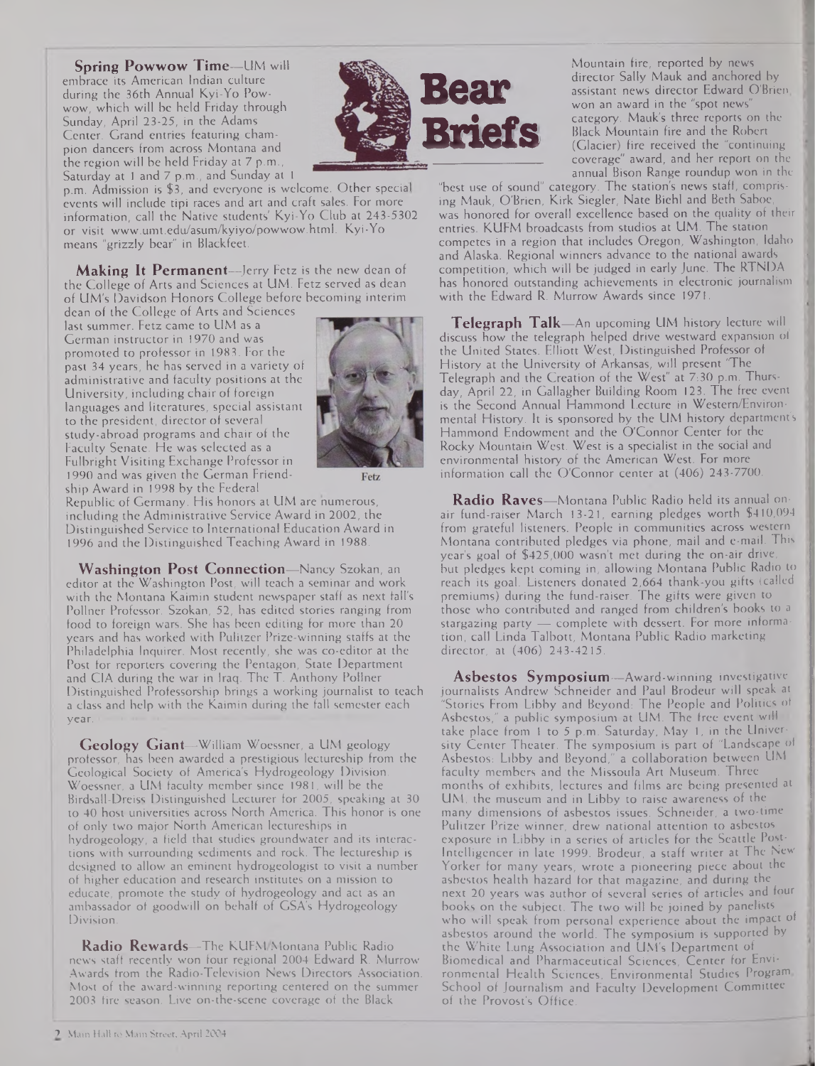# Bear Briefs

**Spring Powwow Time**—UM will embrace its American Indian culture during the 36th Annual Kyi-Yo Powwow, which will be held Friday through Sunday, April 23-25, in the Adams Center. Grand entries featuring champion dancers from across Montana and the region will be held Friday at 7 p.m., Saturday at 1 and 7 p.m., and Sunday at 1 p.m. Admission is $3, and everyone is welcome. Other special events will include tipi races and art and craft sales. For more information, call the Native students' Kyi-Yo Club at 243-5302 or visit www.umt.edu/asum/kyiyo/powwow.html. Kyi-Yo means "grizzly bear" in Blackfeet.

**Making It Permanent**—Jerry Fetz is the new dean of the College of Arts and Sciences at UM. Fetz served as dean of UM's Davidson Honors College before becoming interim dean of the College of Arts and Sciences last summer. Fetz came to UM as a German instructor in 1970 and was promoted to professor in 1983. For the past 34 years, he has served in a variety of administrative and faculty positions at the University, including chair of foreign languages and literatures, special assistant to the president, director of several study-abroad programs and chair of the Faculty Senate. He was selected as a Fulbright Visiting Exchange Professor in 1990 and was given the German Friendship Award in 1998 by the Federal Republic of Germany. His honors at UM are numerous, including the Administrative Service Award in 2002, the Distinguished Service to International Education Award in 1996 and the Distinguished Teaching Award in 1988.

Fetz

**Washington Post Connection**—Nancy Szokan, an editor at the Washington Post, will teach a seminar and work with the Montana Kaimin student newspaper staff as next fall's Pollner Professor. Szokan, 52, has edited stories ranging from food to foreign wars. She has been editing for more than 20 years and has worked with Pulitzer Prize-winning staffs at the Philadelphia Inquirer. Most recently, she was co-editor at the Post for reporters covering the Pentagon, State Department and CIA during the war in Iraq. The T. Anthony Pollner Distinguished Professorship brings a working journalist to teach a class and help with the Kaimin during the fall semester each year.

**Geology Giant**—William Woessner, a UM geology professor, has been awarded a prestigious lectureship from the Geological Society of America's Hydrogeology Division. Woessner, a UM faculty member since 1981, will be the Birdsall-Dreiss Distinguished Lecturer for 2005, speaking at 30 to 40 host universities across North America. This honor is one of only two major North American lectureships in hydrogeology, a field that studies groundwater and its interactions with surrounding sediments and rock. The lectureship is designed to allow an eminent hydrogeologist to visit a number of higher education and research institutes on a mission to educate, promote the study of hydrogeology and act as an ambassador of goodwill on behalf of GSA's Hydrogeology Division.

**Radio Rewards**—The KUFM/Montana Public Radio news staff recently won four regional 2004 Edward R. Murrow Awards from the Radio-Television News Directors Association. Most of the award-winning reporting centered on the summer 2003 fire season. Live on-the-scene coverage of the Black Mountain fire, reported by news director Sally Mauk and anchored by assistant news director Edward O'Brien, won an award in the "spot news" category. Mauk's three reports on the Black Mountain fire and the Robert (Glacier) fire received the "continuing coverage" award, and her report on the annual Bison Range roundup won in the "best use of sound" category. The station's news staff, comprising Mauk, O'Brien, Kirk Siegler, Nate Biehl and Beth Saboe, was honored for overall excellence based on the quality of their entries. KUFM broadcasts from studios at UM. The station competes in a region that includes Oregon, Washington, Idaho and Alaska. Regional winners advance to the national awards competition, which will be judged in early June. The RTNDA has honored outstanding achievements in electronic journalism with the Edward R. Murrow Awards since 1971.

**Telegraph Talk**—An upcoming UM history lecture will discuss how the telegraph helped drive westward expansion of the United States. Elliott West, Distinguished Professor of History at the University of Arkansas, will present "The Telegraph and the Creation of the West" at 7:30 p.m. Thursday, April 22, in Gallagher Building Room 123. The free event is the Second Annual Hammond Lecture in Western/Environmental History. It is sponsored by the UM history department's Hammond Endowment and the O'Connor Center for the Rocky Mountain West. West is a specialist in the social and environmental history of the American West. For more information call the O'Connor center at (406) 243-7700.

**Radio Raves**—Montana Public Radio held its annual on-air fund-raiser March 13-21, earning pledges worth $410,094 from grateful listeners. People in communities across western Montana contributed pledges via phone, mail and e-mail. This year's goal of $425,000 wasn't met during the on-air drive, but pledges kept coming in, allowing Montana Public Radio to reach its goal. Listeners donated 2,664 thank-you gifts (called premiums) during the fund-raiser. The gifts were given to those who contributed and ranged from children's books to a stargazing party — complete with dessert. For more information, call Linda Talbott, Montana Public Radio marketing director, at (406) 243-4215.

**Asbestos Symposium**—Award-winning investigative journalists Andrew Schneider and Paul Brodeur will speak at "Stories From Libby and Beyond: The People and Politics of Asbestos," a public symposium at UM. The free event will take place from 1 to 5 p.m. Saturday, May 1, in the University Center Theater. The symposium is part of "Landscape of Asbestos: Libby and Beyond," a collaboration between UM faculty members and the Missoula Art Museum. Three months of exhibits, lectures and films are being presented at UM, the museum and in Libby to raise awareness of the many dimensions of asbestos issues. Schneider, a two-time Pulitzer Prize winner, drew national attention to asbestos exposure in Libby in a series of articles for the Seattle Post-Intelligencer in late 1999. Brodeur, a staff writer at The New Yorker for many years, wrote a pioneering piece about the asbestos health hazard for that magazine, and during the next 20 years was author of several series of articles and four books on the subject. The two will be joined by panelists who will speak from personal experience about the impact of asbestos around the world. The symposium is supported by the White Lung Association and UM's Department of Biomedical and Pharmaceutical Sciences, Center for Environmental Health Sciences, Environmental Studies Program, School of Journalism and Faculty Development Committee of the Provost's Office.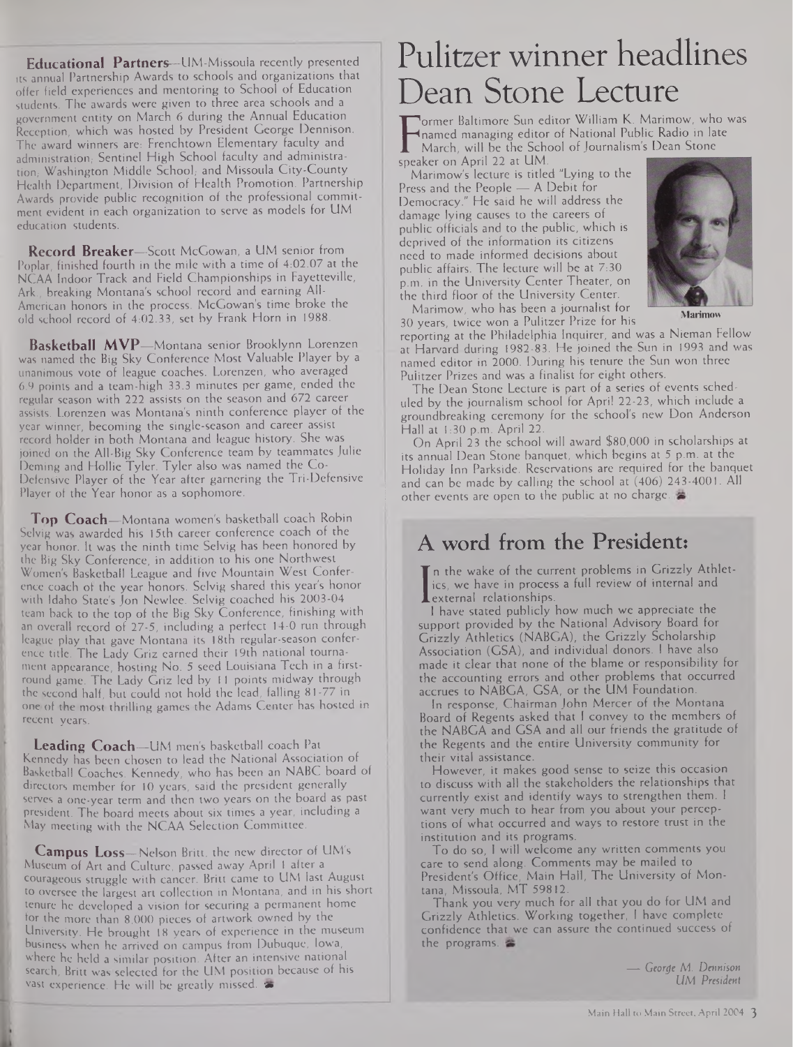**Educational Partners**—UM-Missoula recently presented its annual Partnership Awards to schools and organizations that offer field experiences and mentoring to School of Education students. The awards were given to three area schools and a government entity on March 6 during the Annual Education Reception, which was hosted by President George Dennison. The award winners are: Frenchtown Elementary faculty and administration; Sentinel High School faculty and administration; Washington Middle School; and Missoula City-County Health Department, Division of Health Promotion. Partnership Awards provide public recognition of the professional commitment evident in each organization to serve as models for UM education students.

**Record Breaker**—Scott McGowan, a UM senior from Poplar, finished fourth in the mile with a time of 4:02.07 at the NCAA Indoor Track and Field Championships in Fayetteville, Ark., breaking Montana's school record and earning All-American honors in the process. McGowan's time broke the old school record of 4:02.33, set by Frank Horn in 1988.

**Basketball MVP**—Montana senior Brooklynn Lorenzen was named the Big Sky Conference Most Valuable Player by a unanimous vote of league coaches. Lorenzen, who averaged 6.9 points and a team-high 33.3 minutes per game, ended the regular season with 222 assists on the season and 672 career assists. Lorenzen was Montana's ninth conference player of the year winner, becoming the single-season and career assist record holder in both Montana and league history. She was joined on the All-Big Sky Conference team by teammates Julie Deming and Hollie Tyler. Tyler also was named the Co-Defensive Player of the Year after garnering the Tri-Defensive Player of the Year honor as a sophomore.

**Top Coach**—Montana women's basketball coach Robin Selvig was awarded his 15th career conference coach of the year honor. It was the ninth time Selvig has been honored by the Big Sky Conference, in addition to his one Northwest Women's Basketball League and five Mountain West Conference coach of the year honors. Selvig shared this year's honor with Idaho State's Jon Newlee. Selvig coached his 2003-04 team back to the top of the Big Sky Conference, finishing with an overall record of 27-5, including a perfect 14-0 run through league play that gave Montana its 18th regular-season conference title. The Lady Griz earned their 19th national tournament appearance, hosting No. 5 seed Louisiana Tech in a first-round game. The Lady Griz led by 11 points midway through the second half, but could not hold the lead, falling 81-77 in one of the most thrilling games the Adams Center has hosted in recent years.

**Leading Coach**—UM men's basketball coach Pat Kennedy has been chosen to lead the National Association of Basketball Coaches. Kennedy, who has been an NABC board of directors member for 10 years, said the president generally serves a one-year term and then two years on the board as past president. The board meets about six times a year, including a May meeting with the NCAA Selection Committee.

**Campus Loss**—Nelson Britt, the new director of UM's Museum of Art and Culture, passed away April 1 after a courageous struggle with cancer. Britt came to UM last August to oversee the largest art collection in Montana, and in his short tenure he developed a vision for securing a permanent home for the more than 8,000 pieces of artwork owned by the University. He brought 18 years of experience in the museum business when he arrived on campus from Dubuque, Iowa, where he held a similar position. After an intensive national search, Britt was selected for the UM position because of his vast experience. He will be greatly missed.

# Pulitzer winner headlines Dean Stone Lecture

Former Baltimore Sun editor William K. Marimow, who was named managing editor of National Public Radio in late March, will be the School of Journalism's Dean Stone speaker on April 22 at UM.

Marimow's lecture is titled "Lying to the Press and the People — A Debit for Democracy." He said he will address the damage lying causes to the careers of public officials and to the public, which is deprived of the information its citizens need to made informed decisions about public affairs. The lecture will be at 7:30 p.m. in the University Center Theater, on the third floor of the University Center.

Marimow

Marimow, who has been a journalist for 30 years, twice won a Pulitzer Prize for his reporting at the Philadelphia Inquirer, and was a Nieman Fellow at Harvard during 1982-83. He joined the Sun in 1993 and was named editor in 2000. During his tenure the Sun won three Pulitzer Prizes and was a finalist for eight others.

The Dean Stone Lecture is part of a series of events scheduled by the journalism school for April 22-23, which include a groundbreaking ceremony for the school's new Don Anderson Hall at 1:30 p.m. April 22.

On April 23 the school will award $80,000 in scholarships at its annual Dean Stone banquet, which begins at 5 p.m. at the Holiday Inn Parkside. Reservations are required for the banquet and can be made by calling the school at (406) 243-4001. All other events are open to the public at no charge.

## A word from the President:

In the wake of the current problems in Grizzly Athletics, we have in process a full review of internal and external relationships.

I have stated publicly how much we appreciate the support provided by the National Advisory Board for Grizzly Athletics (NABGA), the Grizzly Scholarship Association (GSA), and individual donors. I have also made it clear that none of the blame or responsibility for the accounting errors and other problems that occurred accrues to NABGA, GSA, or the UM Foundation.

In response, Chairman John Mercer of the Montana Board of Regents asked that I convey to the members of the NABGA and GSA and all our friends the gratitude of the Regents and the entire University community for their vital assistance.

However, it makes good sense to seize this occasion to discuss with all the stakeholders the relationships that currently exist and identify ways to strengthen them. I want very much to hear from you about your perceptions of what occurred and ways to restore trust in the institution and its programs.

To do so, I will welcome any written comments you care to send along. Comments may be mailed to President's Office, Main Hall, The University of Montana, Missoula, MT 59812.

Thank you very much for all that you do for UM and Grizzly Athletics. Working together, I have complete confidence that we can assure the continued success of the programs.

*— George M. Dennison*
*UM President*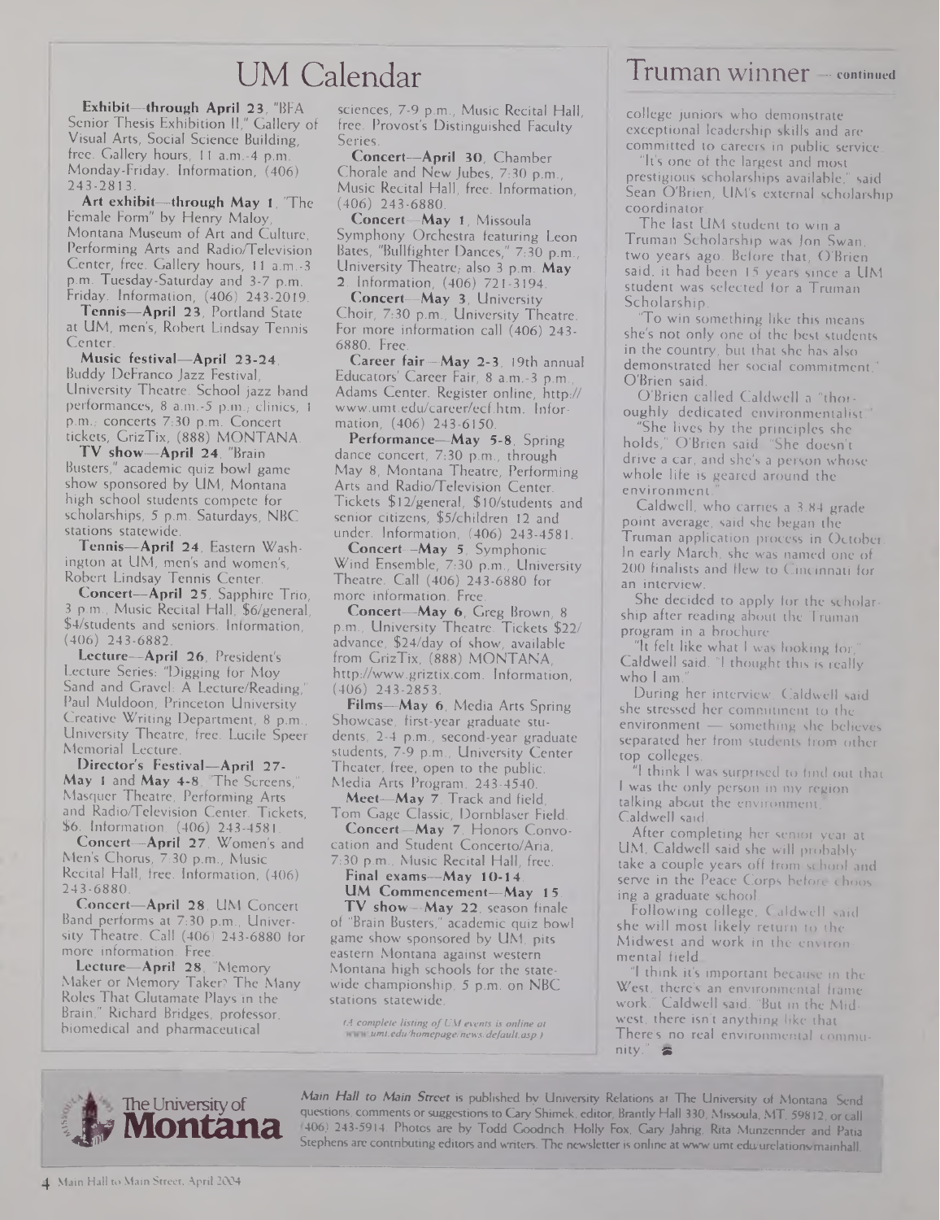# UM Calendar

**Exhibit—through April 23**, "BFA Senior Thesis Exhibition II," Gallery of Visual Arts, Social Science Building, free. Gallery hours, 11 a.m.-4 p.m. Monday-Friday. Information, (406) 243-2813.

**Art exhibit—through May 1**, "The Female Form" by Henry Maloy, Montana Museum of Art and Culture, Performing Arts and Radio/Television Center, free. Gallery hours, 11 a.m.-3 p.m. Tuesday-Saturday and 3-7 p.m. Friday. Information, (406) 243-2019.

**Tennis—April 23**, Portland State at UM, men's, Robert Lindsay Tennis Center.

**Music festival—April 23-24**, Buddy DeFranco Jazz Festival, University Theatre. School jazz band performances, 8 a.m.-5 p.m.; clinics, 1 p.m.; concerts 7:30 p.m. Concert tickets, GrizTix, (888) MONTANA.

**TV show—April 24**, "Brain Busters," academic quiz bowl game show sponsored by UM, Montana high school students compete for scholarships, 5 p.m. Saturdays, NBC stations statewide.

**Tennis—April 24**, Eastern Washington at UM, men's and women's, Robert Lindsay Tennis Center.

**Concert—April 25**, Sapphire Trio, 3 p.m., Music Recital Hall, $6/general, $4/students and seniors. Information, (406) 243-6882.

**Lecture—April 26**, President's Lecture Series: "Digging for Moy Sand and Gravel: A Lecture/Reading," Paul Muldoon, Princeton University Creative Writing Department, 8 p.m., University Theatre, free. Lucile Speer Memorial Lecture.

**Director's Festival—April 27-May 1** and **May 4-8**, "The Screens," Masquer Theatre, Performing Arts and Radio/Television Center. Tickets, $6. Information, (406) 243-4581.

**Concert—April 27**, Women's and Men's Chorus, 7:30 p.m., Music Recital Hall, free. Information, (406) 243-6880.

**Concert—April 28**, UM Concert Band performs at 7:30 p.m., University Theatre. Call (406) 243-6880 for more information. Free.

**Lecture—April 28**, "Memory Maker or Memory Taker? The Many Roles That Glutamate Plays in the Brain," Richard Bridges, professor, biomedical and pharmaceutical sciences, 7-9 p.m., Music Recital Hall, free. Provost's Distinguished Faculty Series.

**Concert—April 30**, Chamber Chorale and New Jubes, 7:30 p.m., Music Recital Hall, free. Information, (406) 243-6880.

**Concert—May 1**, Missoula Symphony Orchestra featuring Leon Bates, "Bullfighter Dances," 7:30 p.m., University Theatre; also 3 p.m. **May 2**. Information, (406) 721-3194.

**Concert—May 3**, University Choir, 7:30 p.m., University Theatre. For more information call (406) 243-6880. Free.

**Career fair—May 2-3**, 19th annual Educators' Career Fair, 8 a.m.-3 p.m., Adams Center. Register online, http://www.umt.edu/career/ecf.htm. Information, (406) 243-6150.

**Performance—May 5-8**, Spring dance concert, 7:30 p.m., through May 8, Montana Theatre, Performing Arts and Radio/Television Center. Tickets $12/general, $10/students and senior citizens, $5/children 12 and under. Information, (406) 243-4581.

**Concert—May 5**, Symphonic Wind Ensemble, 7:30 p.m., University Theatre. Call (406) 243-6880 for more information. Free.

**Concert—May 6**, Greg Brown, 8 p.m., University Theatre. Tickets $22/advance, $24/day of show, available from GrizTix, (888) MONTANA, http://www.griztix.com. Information, (406) 243-2853.

**Films—May 6**, Media Arts Spring Showcase, first-year graduate students, 2-4 p.m., second-year graduate students, 7-9 p.m., University Center Theater, free, open to the public. Media Arts Program, 243-4540.

**Meet—May 7**, Track and field, Tom Gage Classic, Dornblaser Field.

**Concert—May 7**, Honors Convocation and Student Concerto/Aria, 7:30 p.m., Music Recital Hall, free.

**Final exams—May 10-14.**

**UM Commencement—May 15.**

**TV show—May 22**, season finale of "Brain Busters," academic quiz bowl game show sponsored by UM, pits eastern Montana against western Montana high schools for the statewide championship, 5 p.m. on NBC stations statewide.

*(A complete listing of UM events is online at www.umt.edu/homepage/news/default.asp.)*

# Truman winner — continued

college juniors who demonstrate exceptional leadership skills and are committed to careers in public service.

"It's one of the largest and most prestigious scholarships available," said Sean O'Brien, UM's external scholarship coordinator.

The last UM student to win a Truman Scholarship was Jon Swan, two years ago. Before that, O'Brien said, it had been 15 years since a UM student was selected for a Truman Scholarship.

"To win something like this means she's not only one of the best students in the country, but that she has also demonstrated her social commitment," O'Brien said.

O'Brien called Caldwell a "thoroughly dedicated environmentalist."

"She lives by the principles she holds," O'Brien said. "She doesn't drive a car, and she's a person whose whole life is geared around the environment."

Caldwell, who carries a 3.84 grade point average, said she began the Truman application process in October. In early March, she was named one of 200 finalists and flew to Cincinnati for an interview.

She decided to apply for the scholarship after reading about the Truman program in a brochure.

"It felt like what I was looking for," Caldwell said. "I thought this is really who I am."

During her interview, Caldwell said she stressed her commitment to the environment — something she believes separated her from students from other top colleges.

"I think I was surprised to find out that I was the only person in my region talking about the environment," Caldwell said.

After completing her senior year at UM, Caldwell said she will probably take a couple years off from school and serve in the Peace Corps before choosing a graduate school.

Following college, Caldwell said she will most likely return to the Midwest and work in the environmental field.

"I think it's important because in the West, there's an environmental framework," Caldwell said. "But in the Midwest, there isn't anything like that. There's no real environmental community."

The University of Montana

*Main Hall to Main Street* is published by University Relations at The University of Montana. Send questions, comments or suggestions to Cary Shimek, editor, Brantly Hall 330, Missoula, MT 59812, or call (406) 243-5914. Photos are by Todd Goodrich. Holly Fox, Gary Jahrig, Rita Munzenrider and Patia Stephens are contributing editors and writers. The newsletter is online at www.umt.edu/urelations/mainhall.